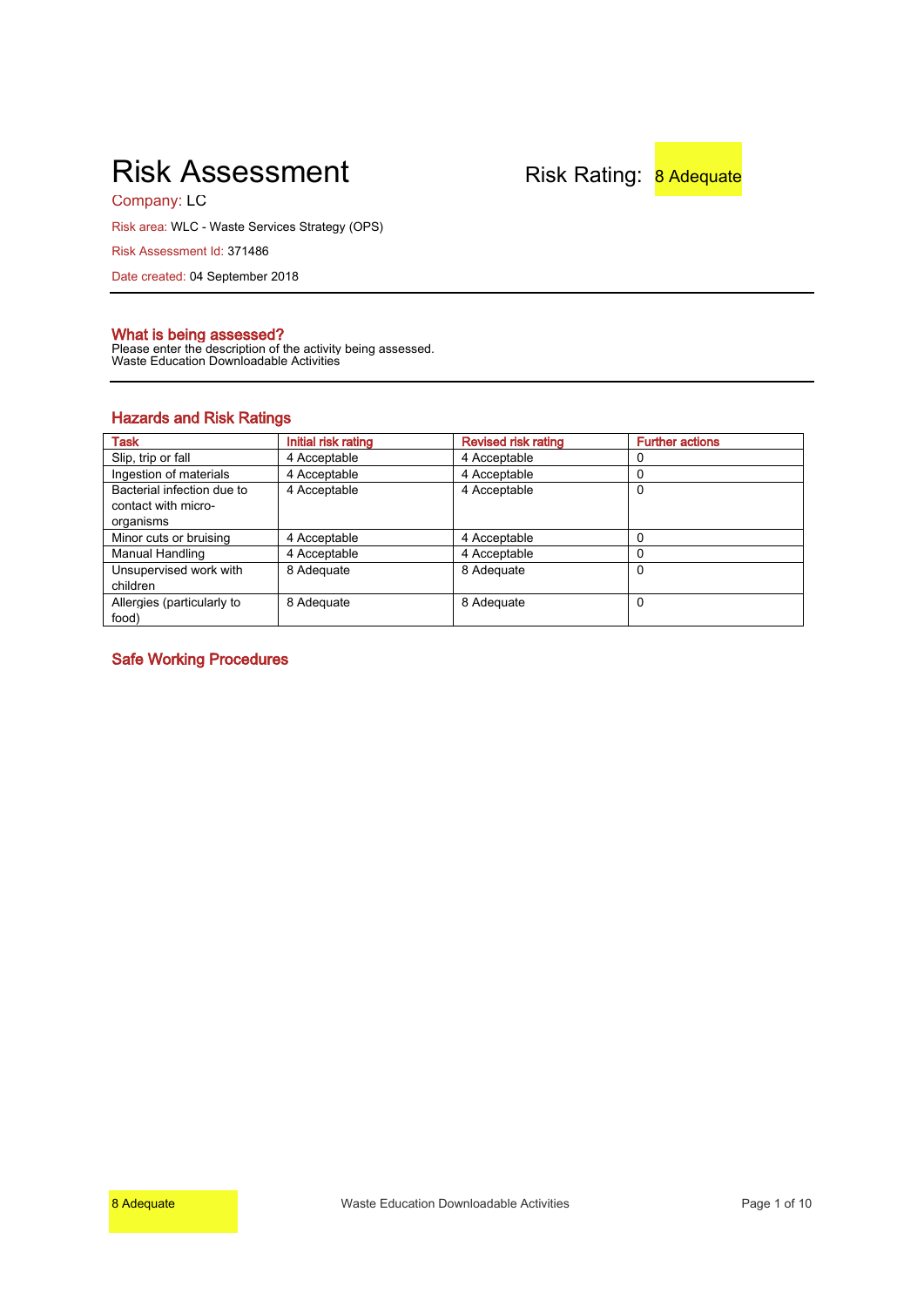# Risk Assessment

Risk Rating: 8 Adequate

Company: LC

Risk area: WLC - Waste Services Strategy (OPS)

Risk Assessment Id: 371486

Date created: 04 September 2018

## What is being assessed?

Please enter the description of the activity being assessed.
Waste Education Downloadable Activities

## Hazards and Risk Ratings

| Task | Initial risk rating | Revised risk rating | Further actions |
|---|---|---|---|
| Slip, trip or fall | 4 Acceptable | 4 Acceptable | 0 |
| Ingestion of materials | 4 Acceptable | 4 Acceptable | 0 |
| Bacterial infection due to contact with micro-organisms | 4 Acceptable | 4 Acceptable | 0 |
| Minor cuts or bruising | 4 Acceptable | 4 Acceptable | 0 |
| Manual Handling | 4 Acceptable | 4 Acceptable | 0 |
| Unsupervised work with children | 8 Adequate | 8 Adequate | 0 |
| Allergies (particularly to food) | 8 Adequate | 8 Adequate | 0 |

## Safe Working Procedures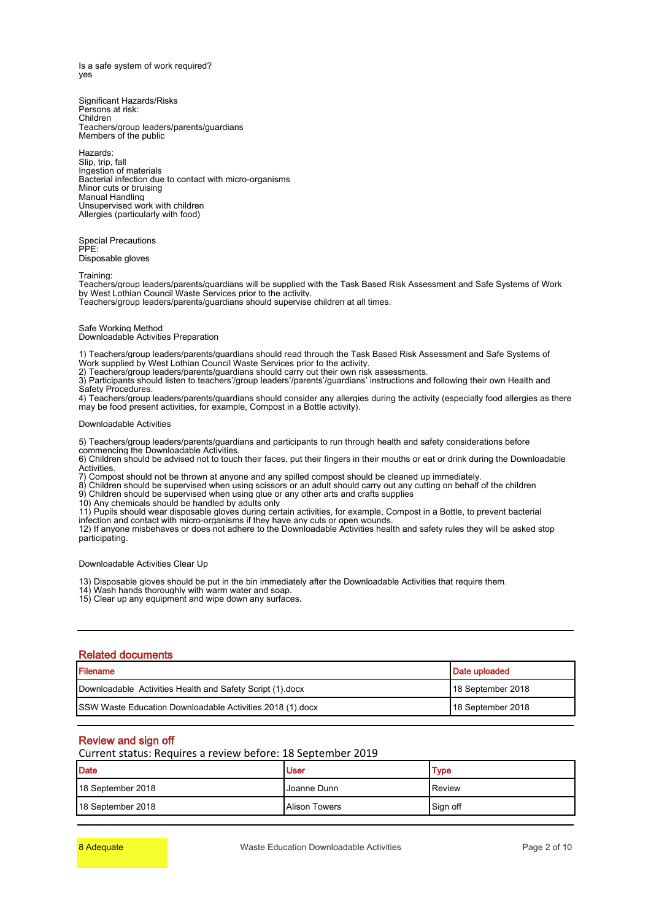Is a safe system of work required?
yes

Significant Hazards/Risks
Persons at risk:
Children
Teachers/group leaders/parents/guardians
Members of the public

Hazards:
Slip, trip, fall
Ingestion of materials
Bacterial infection due to contact with micro-organisms
Minor cuts or bruising
Manual Handling
Unsupervised work with children
Allergies (particularly with food)

Special Precautions
PPE:
Disposable gloves

Training:
Teachers/group leaders/parents/guardians will be supplied with the Task Based Risk Assessment and Safe Systems of Work by West Lothian Council Waste Services prior to the activity.
Teachers/group leaders/parents/guardians should supervise children at all times.

Safe Working Method
Downloadable Activities Preparation

1) Teachers/group leaders/parents/guardians should read through the Task Based Risk Assessment and Safe Systems of Work supplied by West Lothian Council Waste Services prior to the activity.
2) Teachers/group leaders/parents/guardians should carry out their own risk assessments.
3) Participants should listen to teachers'/group leaders'/parents'/guardians' instructions and following their own Health and Safety Procedures.
4) Teachers/group leaders/parents/guardians should consider any allergies during the activity (especially food allergies as there may be food present activities, for example, Compost in a Bottle activity).

Downloadable Activities

5) Teachers/group leaders/parents/guardians and participants to run through health and safety considerations before commencing the Downloadable Activities.
6) Children should be advised not to touch their faces, put their fingers in their mouths or eat or drink during the Downloadable Activities.
7) Compost should not be thrown at anyone and any spilled compost should be cleaned up immediately.
8) Children should be supervised when using scissors or an adult should carry out any cutting on behalf of the children
9) Children should be supervised when using glue or any other arts and crafts supplies
10) Any chemicals should be handled by adults only
11) Pupils should wear disposable gloves during certain activities, for example, Compost in a Bottle, to prevent bacterial infection and contact with micro-organisms if they have any cuts or open wounds.
12) If anyone misbehaves or does not adhere to the Downloadable Activities health and safety rules they will be asked stop participating.

Downloadable Activities Clear Up

13) Disposable gloves should be put in the bin immediately after the Downloadable Activities that require them.
14) Wash hands thoroughly with warm water and soap.
15) Clear up any equipment and wipe down any surfaces.

## Related documents

| Filename | Date uploaded |
|---|---|
| Downloadable Activities Health and Safety Script (1).docx | 18 September 2018 |
| SSW Waste Education Downloadable Activities 2018 (1).docx | 18 September 2018 |

## Review and sign off

Current status: Requires a review before: 18 September 2019

| Date | User | Type |
|---|---|---|
| 18 September 2018 | Joanne Dunn | Review |
| 18 September 2018 | Alison Towers | Sign off |

8 Adequate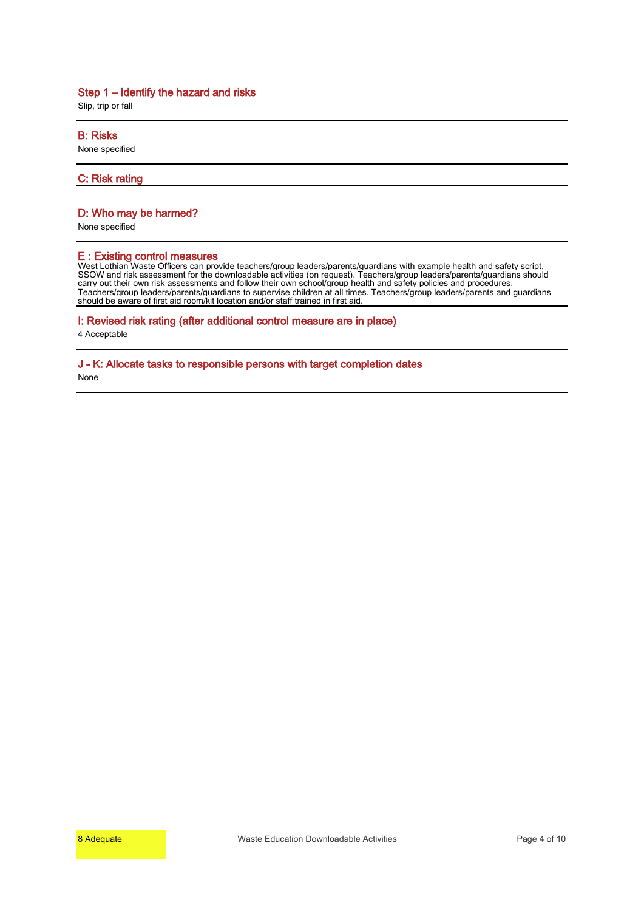### Step 1 – Identify the hazard and risks

Slip, trip or fall

### B: Risks

None specified

### C: Risk rating

### D: Who may be harmed?

None specified

### E : Existing control measures

West Lothian Waste Officers can provide teachers/group leaders/parents/guardians with example health and safety script, SSOW and risk assessment for the downloadable activities (on request). Teachers/group leaders/parents/guardians should carry out their own risk assessments and follow their own school/group health and safety policies and procedures. Teachers/group leaders/parents/guardians to supervise children at all times. Teachers/group leaders/parents and guardians should be aware of first aid room/kit location and/or staff trained in first aid.

### I: Revised risk rating (after additional control measure are in place)

4 Acceptable

### J - K: Allocate tasks to responsible persons with target completion dates

None

8 Adequate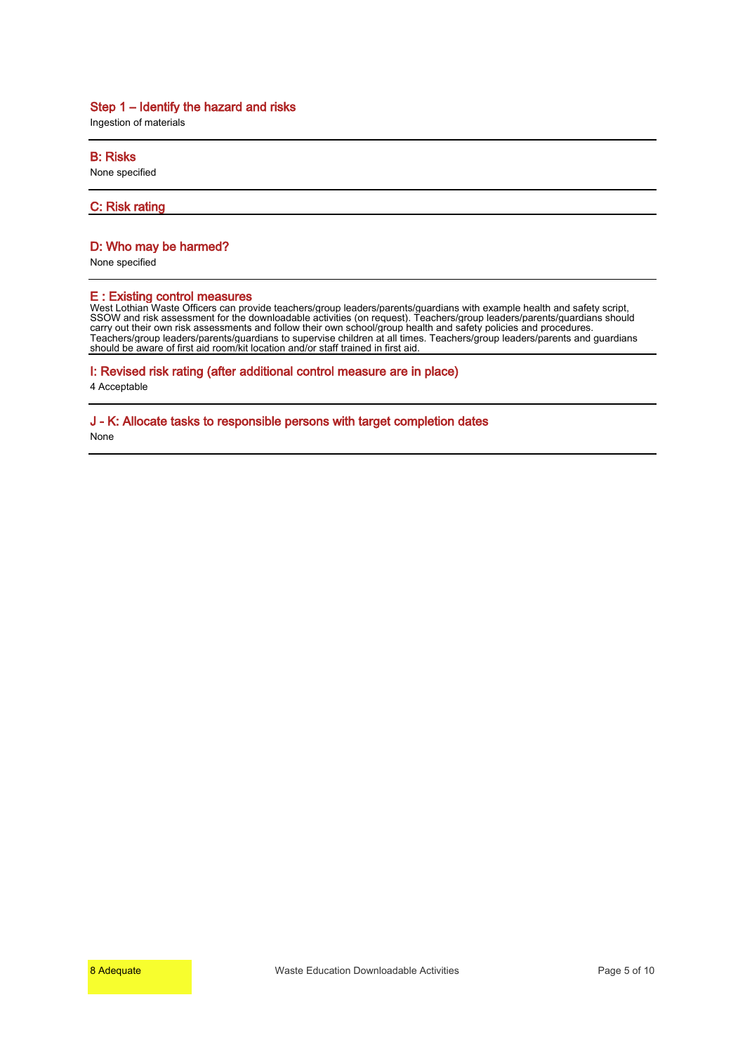### Step 1 – Identify the hazard and risks

Ingestion of materials

---

### B: Risks

None specified

---

### C: Risk rating

8 Adequate

---

### D: Who may be harmed?

None specified

---

### E : Existing control measures

West Lothian Waste Officers can provide teachers/group leaders/parents/guardians with example health and safety script, SSOW and risk assessment for the downloadable activities (on request). Teachers/group leaders/parents/guardians should carry out their own risk assessments and follow their own school/group health and safety policies and procedures. Teachers/group leaders/parents/guardians to supervise children at all times. Teachers/group leaders/parents and guardians should be aware of first aid room/kit location and/or staff trained in first aid.

---

### I: Revised risk rating (after additional control measure are in place)

4 Acceptable

---

### J - K: Allocate tasks to responsible persons with target completion dates

None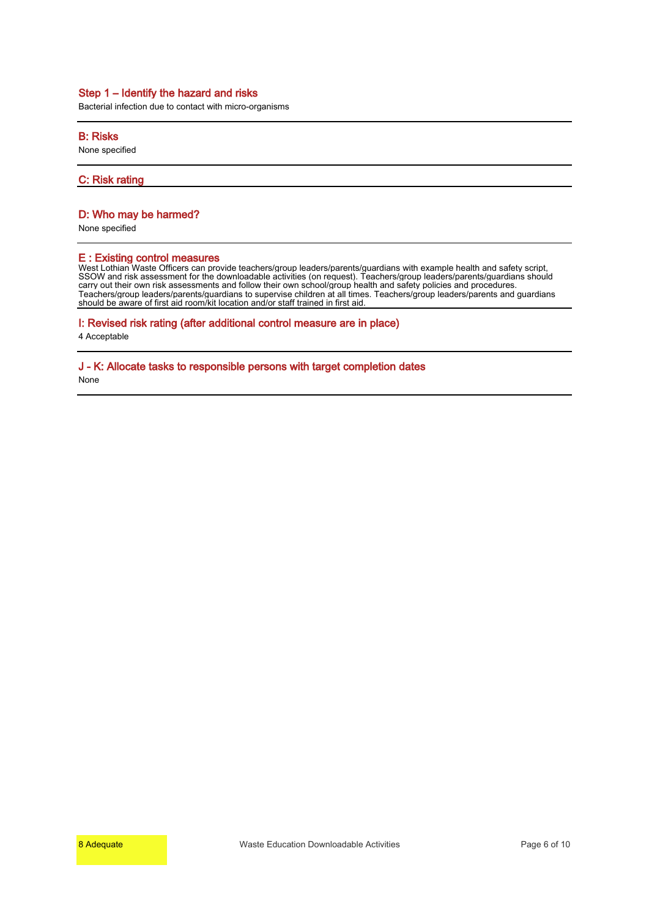## Step 1 – Identify the hazard and risks

Bacterial infection due to contact with micro-organisms

## B: Risks

None specified

## C: Risk rating

## D: Who may be harmed?

None specified

## E : Existing control measures

West Lothian Waste Officers can provide teachers/group leaders/parents/guardians with example health and safety script, SSOW and risk assessment for the downloadable activities (on request). Teachers/group leaders/parents/guardians should carry out their own risk assessments and follow their own school/group health and safety policies and procedures. Teachers/group leaders/parents/guardians to supervise children at all times. Teachers/group leaders/parents and guardians should be aware of first aid room/kit location and/or staff trained in first aid.

## I: Revised risk rating (after additional control measure are in place)

4 Acceptable

## J - K: Allocate tasks to responsible persons with target completion dates

None

8 Adequate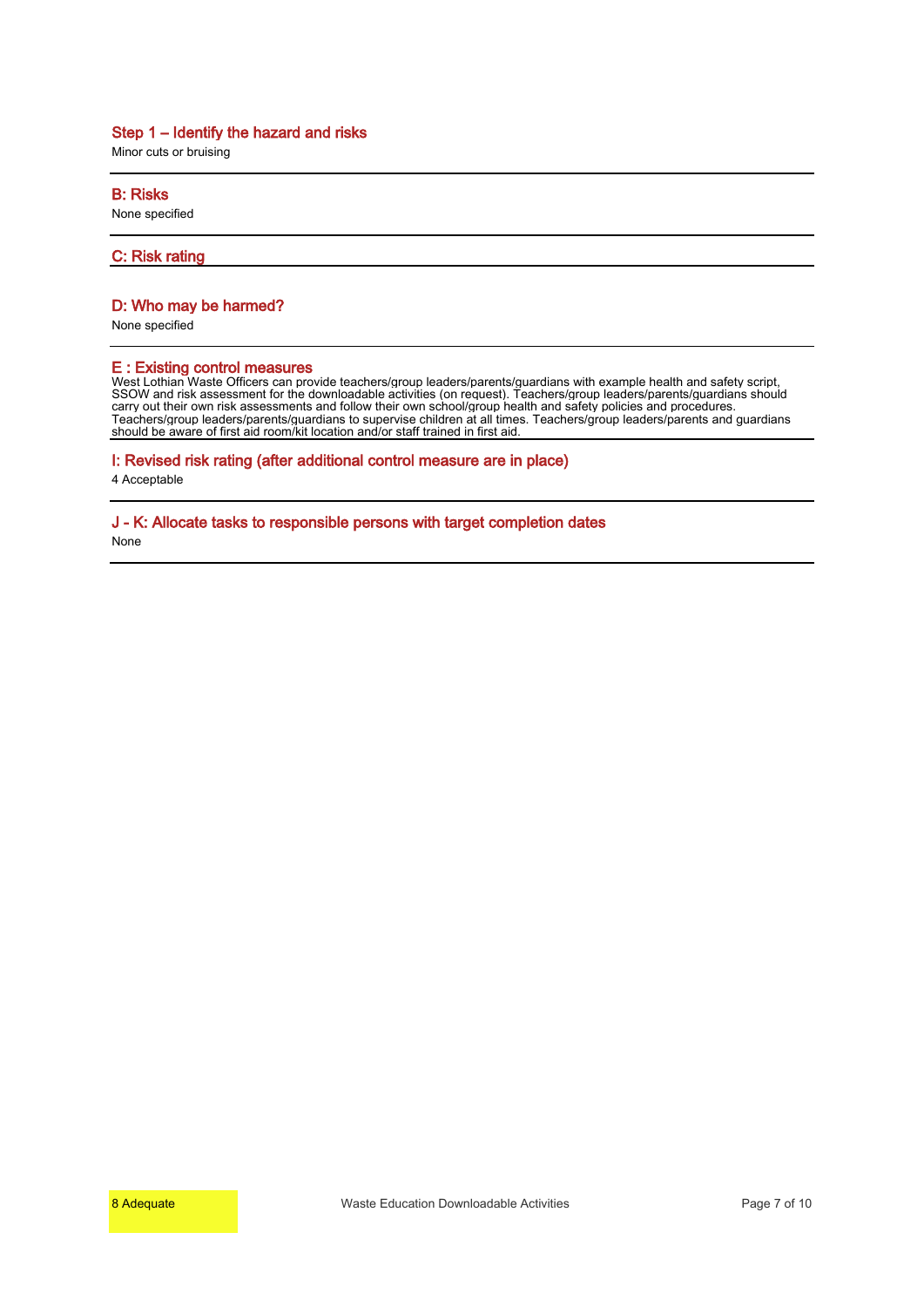## Step 1 – Identify the hazard and risks

Minor cuts or bruising

## B: Risks

None specified

## C: Risk rating

8 Adequate

## D: Who may be harmed?

None specified

## E : Existing control measures

West Lothian Waste Officers can provide teachers/group leaders/parents/guardians with example health and safety script, SSOW and risk assessment for the downloadable activities (on request). Teachers/group leaders/parents/guardians should carry out their own risk assessments and follow their own school/group health and safety policies and procedures. Teachers/group leaders/parents/guardians to supervise children at all times. Teachers/group leaders/parents and guardians should be aware of first aid room/kit location and/or staff trained in first aid.

## I: Revised risk rating (after additional control measure are in place)

4 Acceptable

## J - K: Allocate tasks to responsible persons with target completion dates

None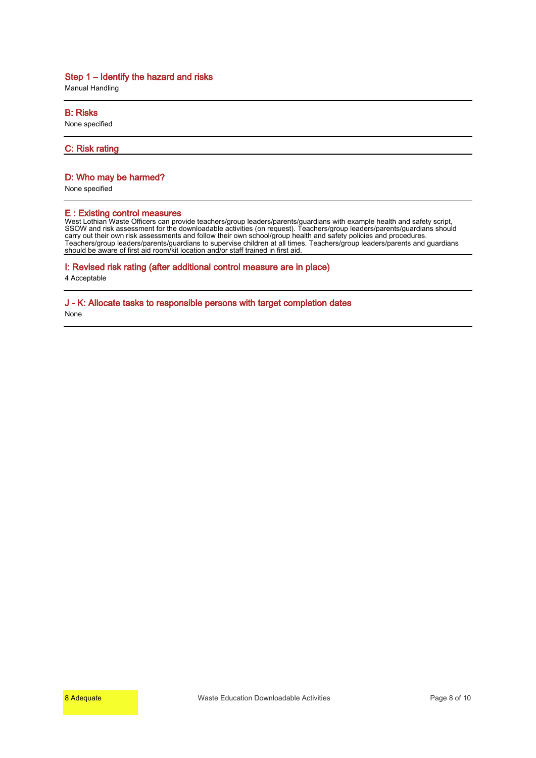### Step 1 – Identify the hazard and risks

Manual Handling

### B: Risks

None specified

### C: Risk rating

### D: Who may be harmed?

None specified

### E : Existing control measures

West Lothian Waste Officers can provide teachers/group leaders/parents/guardians with example health and safety script, SSOW and risk assessment for the downloadable activities (on request). Teachers/group leaders/parents/guardians should carry out their own risk assessments and follow their own school/group health and safety policies and procedures. Teachers/group leaders/parents/guardians to supervise children at all times. Teachers/group leaders/parents and guardians should be aware of first aid room/kit location and/or staff trained in first aid.

### I: Revised risk rating (after additional control measure are in place)

4 Acceptable

### J - K: Allocate tasks to responsible persons with target completion dates

None

8 Adequate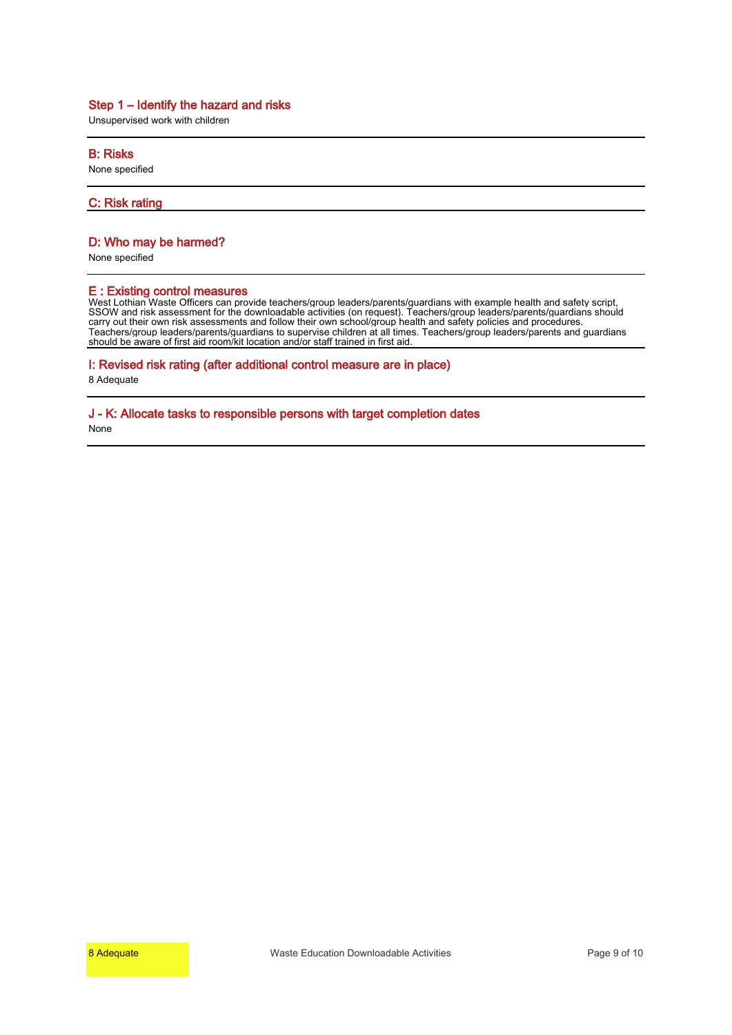## Step 1 – Identify the hazard and risks

Unsupervised work with children

## B: Risks

None specified

## C: Risk rating

## D: Who may be harmed?

None specified

## E : Existing control measures

West Lothian Waste Officers can provide teachers/group leaders/parents/guardians with example health and safety script, SSOW and risk assessment for the downloadable activities (on request). Teachers/group leaders/parents/guardians should carry out their own risk assessments and follow their own school/group health and safety policies and procedures. Teachers/group leaders/parents/guardians to supervise children at all times. Teachers/group leaders/parents and guardians should be aware of first aid room/kit location and/or staff trained in first aid.

## I: Revised risk rating (after additional control measure are in place)

8 Adequate

## J - K: Allocate tasks to responsible persons with target completion dates

None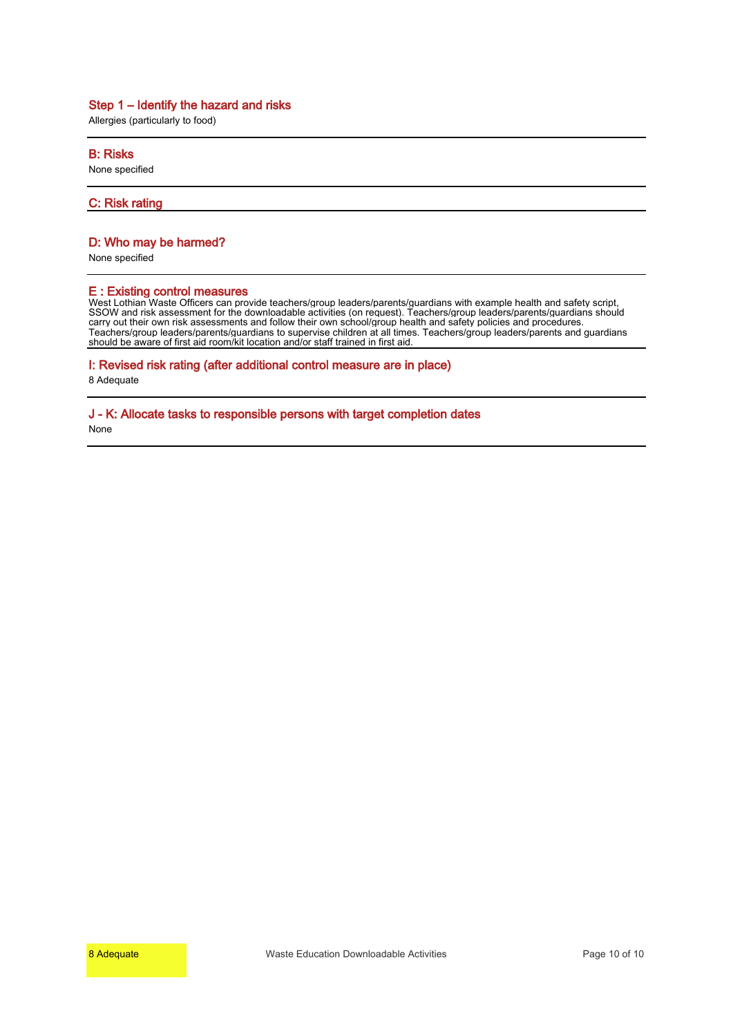## Step 1 – Identify the hazard and risks

Allergies (particularly to food)

## B: Risks

None specified

## C: Risk rating

## D: Who may be harmed?

None specified

## E : Existing control measures

West Lothian Waste Officers can provide teachers/group leaders/parents/guardians with example health and safety script, SSOW and risk assessment for the downloadable activities (on request). Teachers/group leaders/parents/guardians should carry out their own risk assessments and follow their own school/group health and safety policies and procedures. Teachers/group leaders/parents/guardians to supervise children at all times. Teachers/group leaders/parents and guardians should be aware of first aid room/kit location and/or staff trained in first aid.

## I: Revised risk rating (after additional control measure are in place)

8 Adequate

## J - K: Allocate tasks to responsible persons with target completion dates

None

8 Adequate